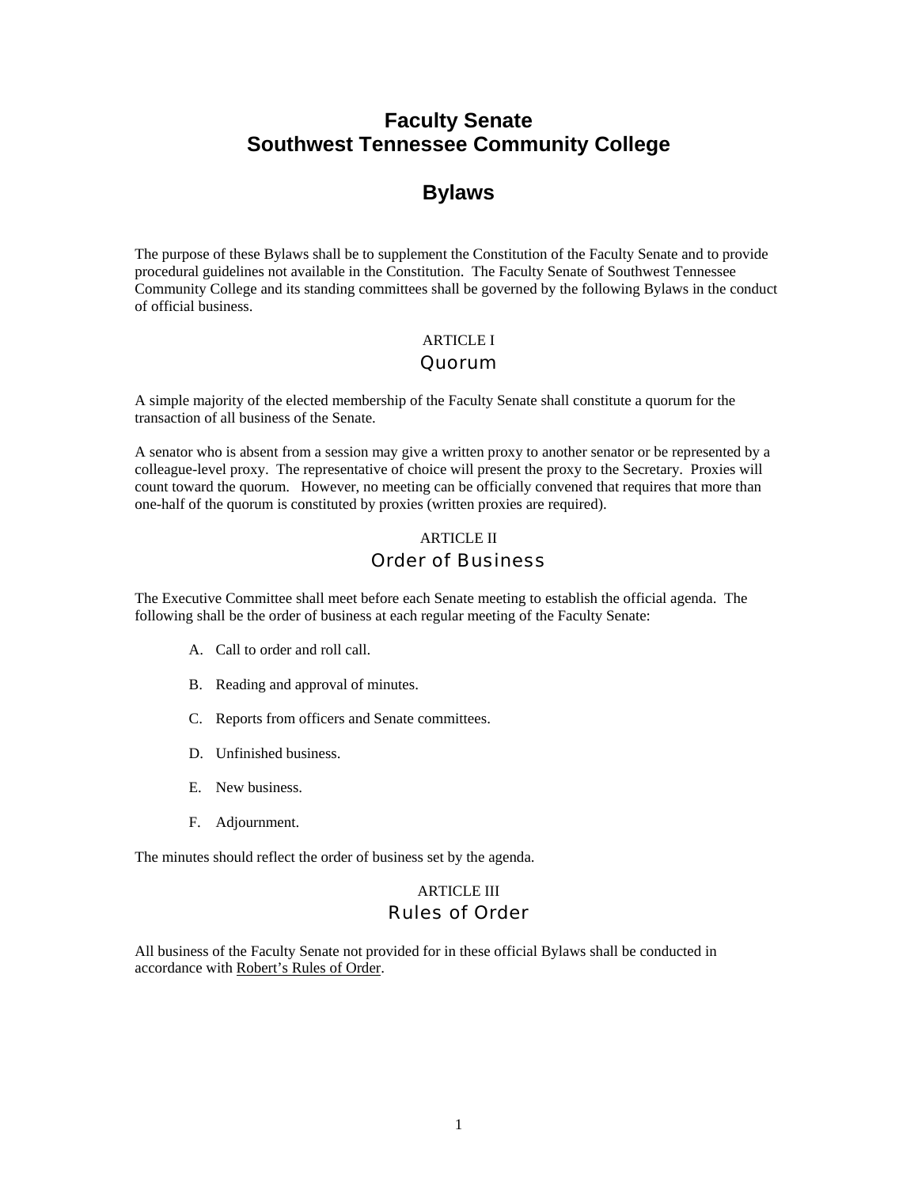# Faculty Senate
# Southwest Tennessee Community College

# Bylaws

The purpose of these Bylaws shall be to supplement the Constitution of the Faculty Senate and to provide procedural guidelines not available in the Constitution. The Faculty Senate of Southwest Tennessee Community College and its standing committees shall be governed by the following Bylaws in the conduct of official business.

## ARTICLE I
## Quorum

A simple majority of the elected membership of the Faculty Senate shall constitute a quorum for the transaction of all business of the Senate.

A senator who is absent from a session may give a written proxy to another senator or be represented by a colleague-level proxy. The representative of choice will present the proxy to the Secretary. Proxies will count toward the quorum. However, no meeting can be officially convened that requires that more than one-half of the quorum is constituted by proxies (written proxies are required).

## ARTICLE II
## Order of Business

The Executive Committee shall meet before each Senate meeting to establish the official agenda. The following shall be the order of business at each regular meeting of the Faculty Senate:

A. Call to order and roll call.

B. Reading and approval of minutes.

C. Reports from officers and Senate committees.

D. Unfinished business.

E. New business.

F. Adjournment.

The minutes should reflect the order of business set by the agenda.

## ARTICLE III
## Rules of Order

All business of the Faculty Senate not provided for in these official Bylaws shall be conducted in accordance with Robert's Rules of Order.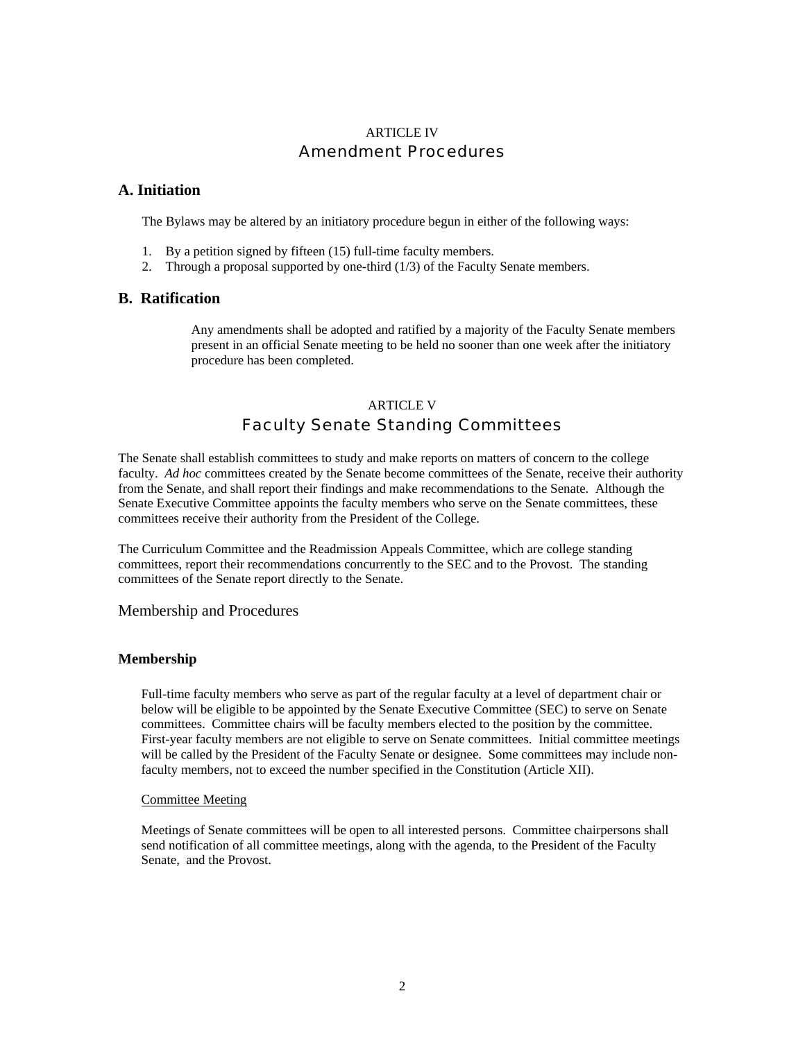ARTICLE IV

## Amendment Procedures

### A. Initiation

The Bylaws may be altered by an initiatory procedure begun in either of the following ways:

1. By a petition signed by fifteen (15) full-time faculty members.
2. Through a proposal supported by one-third (1/3) of the Faculty Senate members.

### B. Ratification

Any amendments shall be adopted and ratified by a majority of the Faculty Senate members present in an official Senate meeting to be held no sooner than one week after the initiatory procedure has been completed.

ARTICLE V

## Faculty Senate Standing Committees

The Senate shall establish committees to study and make reports on matters of concern to the college faculty. *Ad hoc* committees created by the Senate become committees of the Senate, receive their authority from the Senate, and shall report their findings and make recommendations to the Senate. Although the Senate Executive Committee appoints the faculty members who serve on the Senate committees, these committees receive their authority from the President of the College.

The Curriculum Committee and the Readmission Appeals Committee, which are college standing committees, report their recommendations concurrently to the SEC and to the Provost. The standing committees of the Senate report directly to the Senate.

### Membership and Procedures

#### Membership

Full-time faculty members who serve as part of the regular faculty at a level of department chair or below will be eligible to be appointed by the Senate Executive Committee (SEC) to serve on Senate committees. Committee chairs will be faculty members elected to the position by the committee. First-year faculty members are not eligible to serve on Senate committees. Initial committee meetings will be called by the President of the Faculty Senate or designee. Some committees may include non-faculty members, not to exceed the number specified in the Constitution (Article XII).

Committee Meeting

Meetings of Senate committees will be open to all interested persons. Committee chairpersons shall send notification of all committee meetings, along with the agenda, to the President of the Faculty Senate, and the Provost.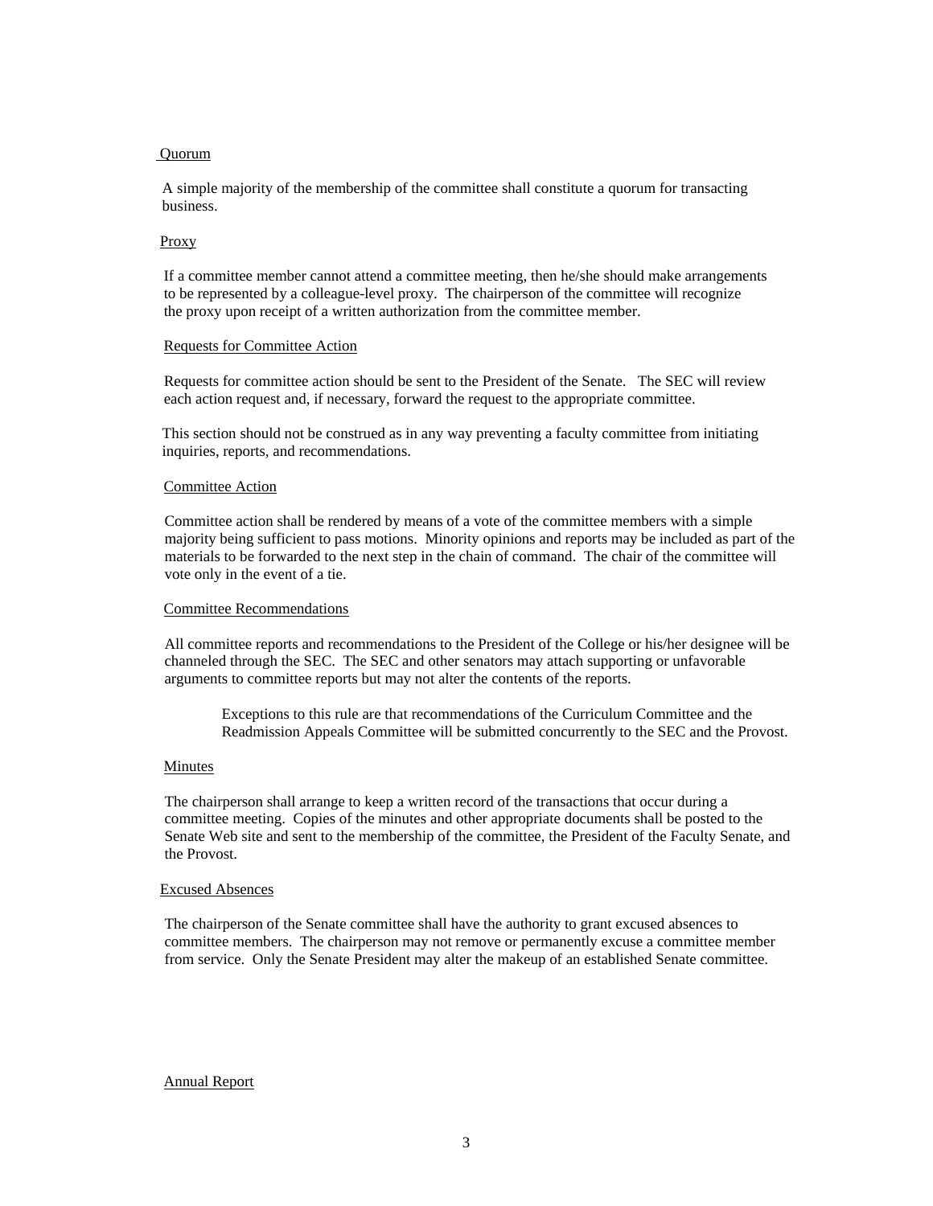<u>Quorum</u>

A simple majority of the membership of the committee shall constitute a quorum for transacting business.

<u>Proxy</u>

If a committee member cannot attend a committee meeting, then he/she should make arrangements to be represented by a colleague-level proxy. The chairperson of the committee will recognize the proxy upon receipt of a written authorization from the committee member.

<u>Requests for Committee Action</u>

Requests for committee action should be sent to the President of the Senate. The SEC will review each action request and, if necessary, forward the request to the appropriate committee.

This section should not be construed as in any way preventing a faculty committee from initiating inquiries, reports, and recommendations.

<u>Committee Action</u>

Committee action shall be rendered by means of a vote of the committee members with a simple majority being sufficient to pass motions. Minority opinions and reports may be included as part of the materials to be forwarded to the next step in the chain of command. The chair of the committee will vote only in the event of a tie.

<u>Committee Recommendations</u>

All committee reports and recommendations to the President of the College or his/her designee will be channeled through the SEC. The SEC and other senators may attach supporting or unfavorable arguments to committee reports but may not alter the contents of the reports.

> Exceptions to this rule are that recommendations of the Curriculum Committee and the Readmission Appeals Committee will be submitted concurrently to the SEC and the Provost.

<u>Minutes</u>

The chairperson shall arrange to keep a written record of the transactions that occur during a committee meeting. Copies of the minutes and other appropriate documents shall be posted to the Senate Web site and sent to the membership of the committee, the President of the Faculty Senate, and the Provost.

<u>Excused Absences</u>

The chairperson of the Senate committee shall have the authority to grant excused absences to committee members. The chairperson may not remove or permanently excuse a committee member from service. Only the Senate President may alter the makeup of an established Senate committee.

<u>Annual Report</u>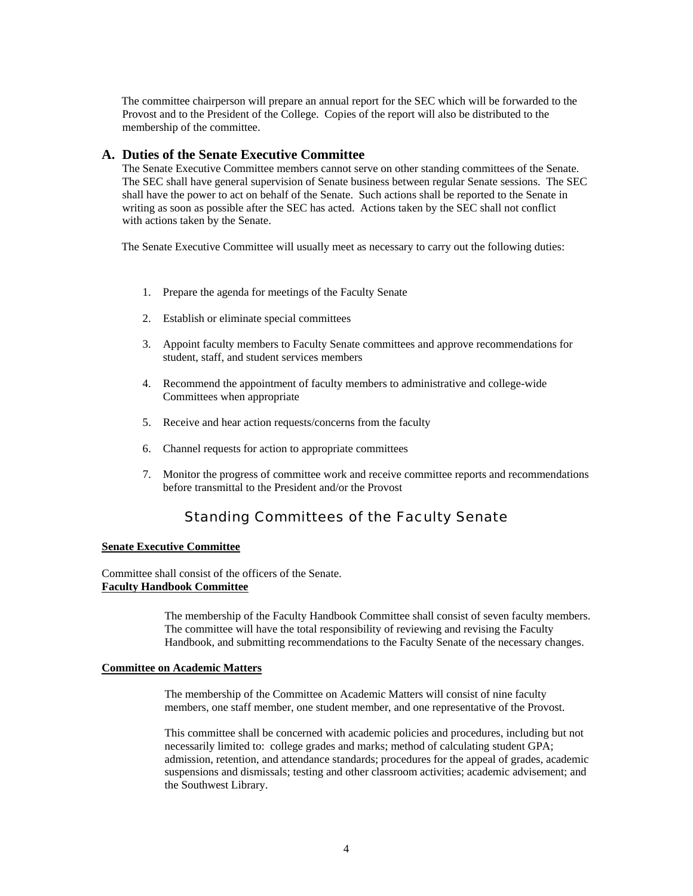The committee chairperson will prepare an annual report for the SEC which will be forwarded to the Provost and to the President of the College. Copies of the report will also be distributed to the membership of the committee.

## A. Duties of the Senate Executive Committee

The Senate Executive Committee members cannot serve on other standing committees of the Senate. The SEC shall have general supervision of Senate business between regular Senate sessions. The SEC shall have the power to act on behalf of the Senate. Such actions shall be reported to the Senate in writing as soon as possible after the SEC has acted. Actions taken by the SEC shall not conflict with actions taken by the Senate.

The Senate Executive Committee will usually meet as necessary to carry out the following duties:

1. Prepare the agenda for meetings of the Faculty Senate
2. Establish or eliminate special committees
3. Appoint faculty members to Faculty Senate committees and approve recommendations for student, staff, and student services members
4. Recommend the appointment of faculty members to administrative and college-wide Committees when appropriate
5. Receive and hear action requests/concerns from the faculty
6. Channel requests for action to appropriate committees
7. Monitor the progress of committee work and receive committee reports and recommendations before transmittal to the President and/or the Provost

## Standing Committees of the Faculty Senate

**Senate Executive Committee**

Committee shall consist of the officers of the Senate.

**Faculty Handbook Committee**

The membership of the Faculty Handbook Committee shall consist of seven faculty members. The committee will have the total responsibility of reviewing and revising the Faculty Handbook, and submitting recommendations to the Faculty Senate of the necessary changes.

**Committee on Academic Matters**

The membership of the Committee on Academic Matters will consist of nine faculty members, one staff member, one student member, and one representative of the Provost.

This committee shall be concerned with academic policies and procedures, including but not necessarily limited to: college grades and marks; method of calculating student GPA; admission, retention, and attendance standards; procedures for the appeal of grades, academic suspensions and dismissals; testing and other classroom activities; academic advisement; and the Southwest Library.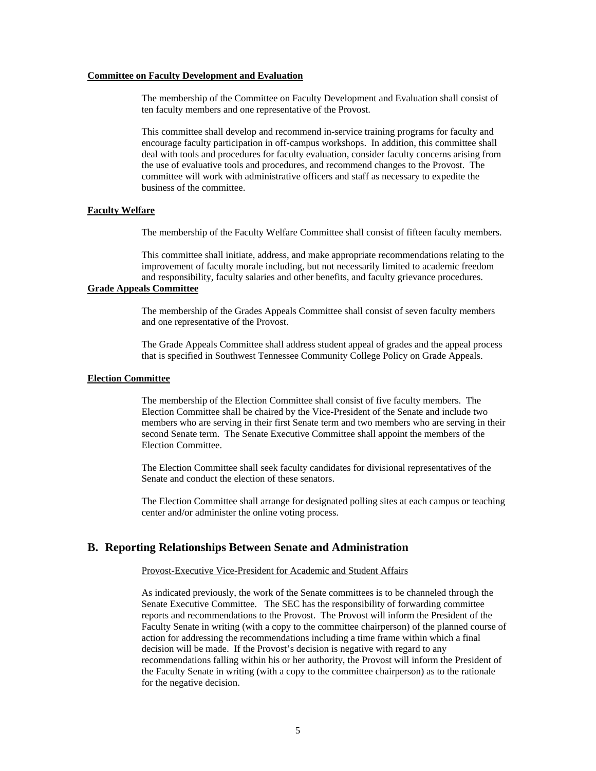**Committee on Faculty Development and Evaluation**

The membership of the Committee on Faculty Development and Evaluation shall consist of ten faculty members and one representative of the Provost.

This committee shall develop and recommend in-service training programs for faculty and encourage faculty participation in off-campus workshops. In addition, this committee shall deal with tools and procedures for faculty evaluation, consider faculty concerns arising from the use of evaluative tools and procedures, and recommend changes to the Provost. The committee will work with administrative officers and staff as necessary to expedite the business of the committee.

**Faculty Welfare**

The membership of the Faculty Welfare Committee shall consist of fifteen faculty members.

This committee shall initiate, address, and make appropriate recommendations relating to the improvement of faculty morale including, but not necessarily limited to academic freedom and responsibility, faculty salaries and other benefits, and faculty grievance procedures.

**Grade Appeals Committee**

The membership of the Grades Appeals Committee shall consist of seven faculty members and one representative of the Provost.

The Grade Appeals Committee shall address student appeal of grades and the appeal process that is specified in Southwest Tennessee Community College Policy on Grade Appeals.

**Election Committee**

The membership of the Election Committee shall consist of five faculty members. The Election Committee shall be chaired by the Vice-President of the Senate and include two members who are serving in their first Senate term and two members who are serving in their second Senate term. The Senate Executive Committee shall appoint the members of the Election Committee.

The Election Committee shall seek faculty candidates for divisional representatives of the Senate and conduct the election of these senators.

The Election Committee shall arrange for designated polling sites at each campus or teaching center and/or administer the online voting process.

## B. Reporting Relationships Between Senate and Administration

Provost-Executive Vice-President for Academic and Student Affairs

As indicated previously, the work of the Senate committees is to be channeled through the Senate Executive Committee. The SEC has the responsibility of forwarding committee reports and recommendations to the Provost. The Provost will inform the President of the Faculty Senate in writing (with a copy to the committee chairperson) of the planned course of action for addressing the recommendations including a time frame within which a final decision will be made. If the Provost's decision is negative with regard to any recommendations falling within his or her authority, the Provost will inform the President of the Faculty Senate in writing (with a copy to the committee chairperson) as to the rationale for the negative decision.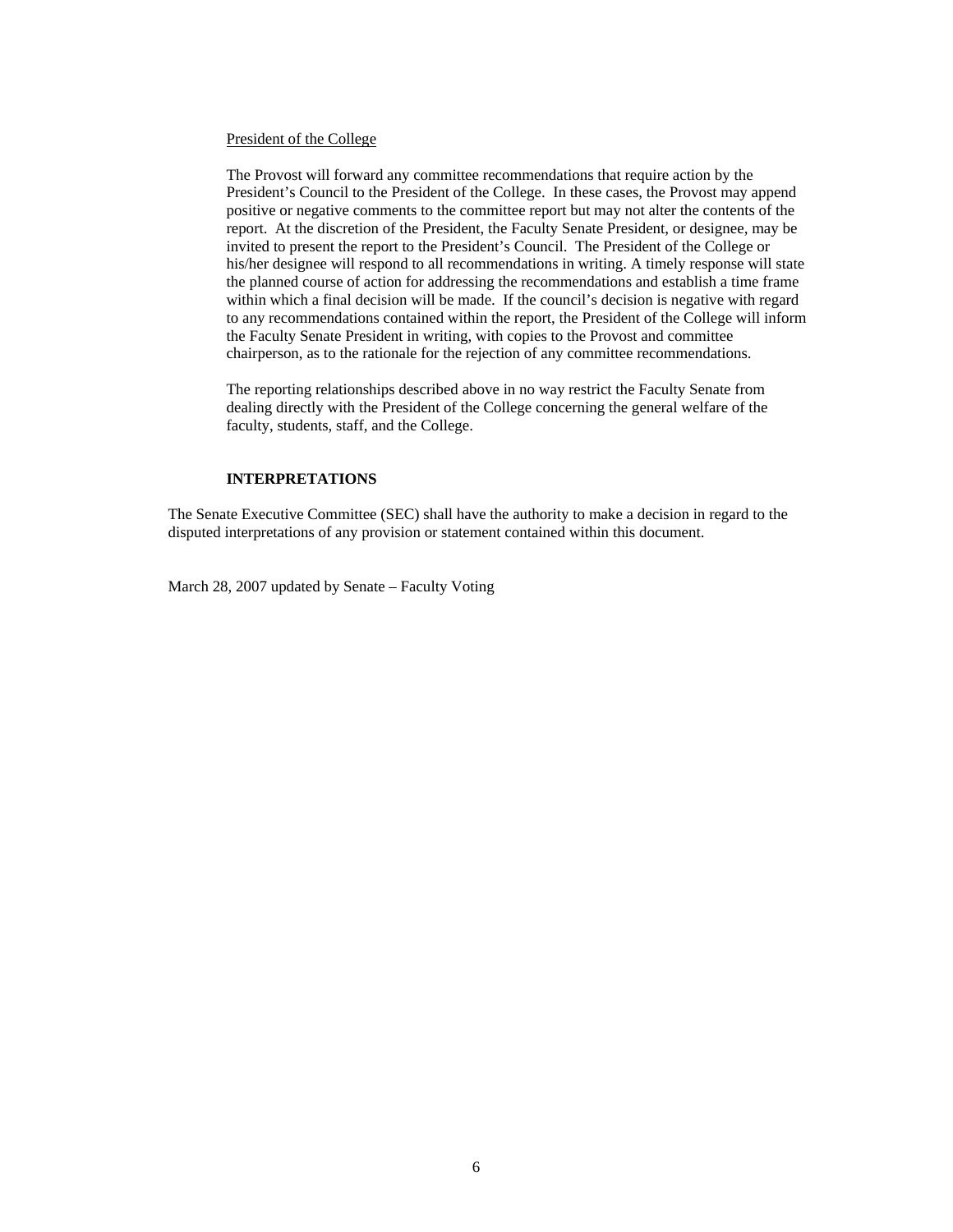President of the College

The Provost will forward any committee recommendations that require action by the President's Council to the President of the College. In these cases, the Provost may append positive or negative comments to the committee report but may not alter the contents of the report. At the discretion of the President, the Faculty Senate President, or designee, may be invited to present the report to the President's Council. The President of the College or his/her designee will respond to all recommendations in writing. A timely response will state the planned course of action for addressing the recommendations and establish a time frame within which a final decision will be made. If the council's decision is negative with regard to any recommendations contained within the report, the President of the College will inform the Faculty Senate President in writing, with copies to the Provost and committee chairperson, as to the rationale for the rejection of any committee recommendations.

The reporting relationships described above in no way restrict the Faculty Senate from dealing directly with the President of the College concerning the general welfare of the faculty, students, staff, and the College.

## INTERPRETATIONS

The Senate Executive Committee (SEC) shall have the authority to make a decision in regard to the disputed interpretations of any provision or statement contained within this document.

March 28, 2007 updated by Senate – Faculty Voting